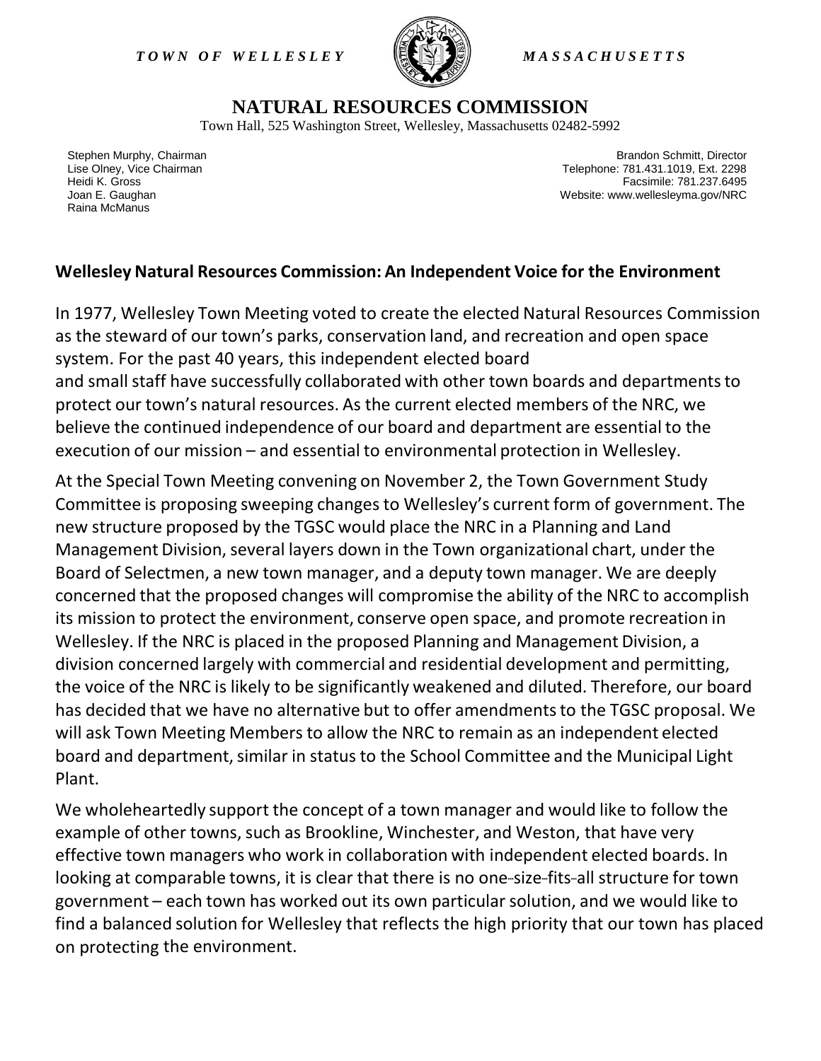*TOWN OF WELLESLEY* *MASSACHUSETTS*

# NATURAL RESOURCES COMMISSION

Town Hall, 525 Washington Street, Wellesley, Massachusetts 02482-5992

Stephen Murphy, Chairman
Lise Olney, Vice Chairman
Heidi K. Gross
Joan E. Gaughan
Raina McManus

Brandon Schmitt, Director
Telephone: 781.431.1019, Ext. 2298
Facsimile: 781.237.6495
Website: www.wellesleyma.gov/NRC

## Wellesley Natural Resources Commission: An Independent Voice for the Environment

In 1977, Wellesley Town Meeting voted to create the elected Natural Resources Commission as the steward of our town's parks, conservation land, and recreation and open space system. For the past 40 years, this independent elected board and small staff have successfully collaborated with other town boards and departments to protect our town's natural resources. As the current elected members of the NRC, we believe the continued independence of our board and department are essential to the execution of our mission – and essential to environmental protection in Wellesley.

At the Special Town Meeting convening on November 2, the Town Government Study Committee is proposing sweeping changes to Wellesley's current form of government. The new structure proposed by the TGSC would place the NRC in a Planning and Land Management Division, several layers down in the Town organizational chart, under the Board of Selectmen, a new town manager, and a deputy town manager. We are deeply concerned that the proposed changes will compromise the ability of the NRC to accomplish its mission to protect the environment, conserve open space, and promote recreation in Wellesley. If the NRC is placed in the proposed Planning and Management Division, a division concerned largely with commercial and residential development and permitting, the voice of the NRC is likely to be significantly weakened and diluted. Therefore, our board has decided that we have no alternative but to offer amendments to the TGSC proposal. We will ask Town Meeting Members to allow the NRC to remain as an independent elected board and department, similar in status to the School Committee and the Municipal Light Plant.

We wholeheartedly support the concept of a town manager and would like to follow the example of other towns, such as Brookline, Winchester, and Weston, that have very effective town managers who work in collaboration with independent elected boards. In looking at comparable towns, it is clear that there is no one-size-fits-all structure for town government – each town has worked out its own particular solution, and we would like to find a balanced solution for Wellesley that reflects the high priority that our town has placed on protecting the environment.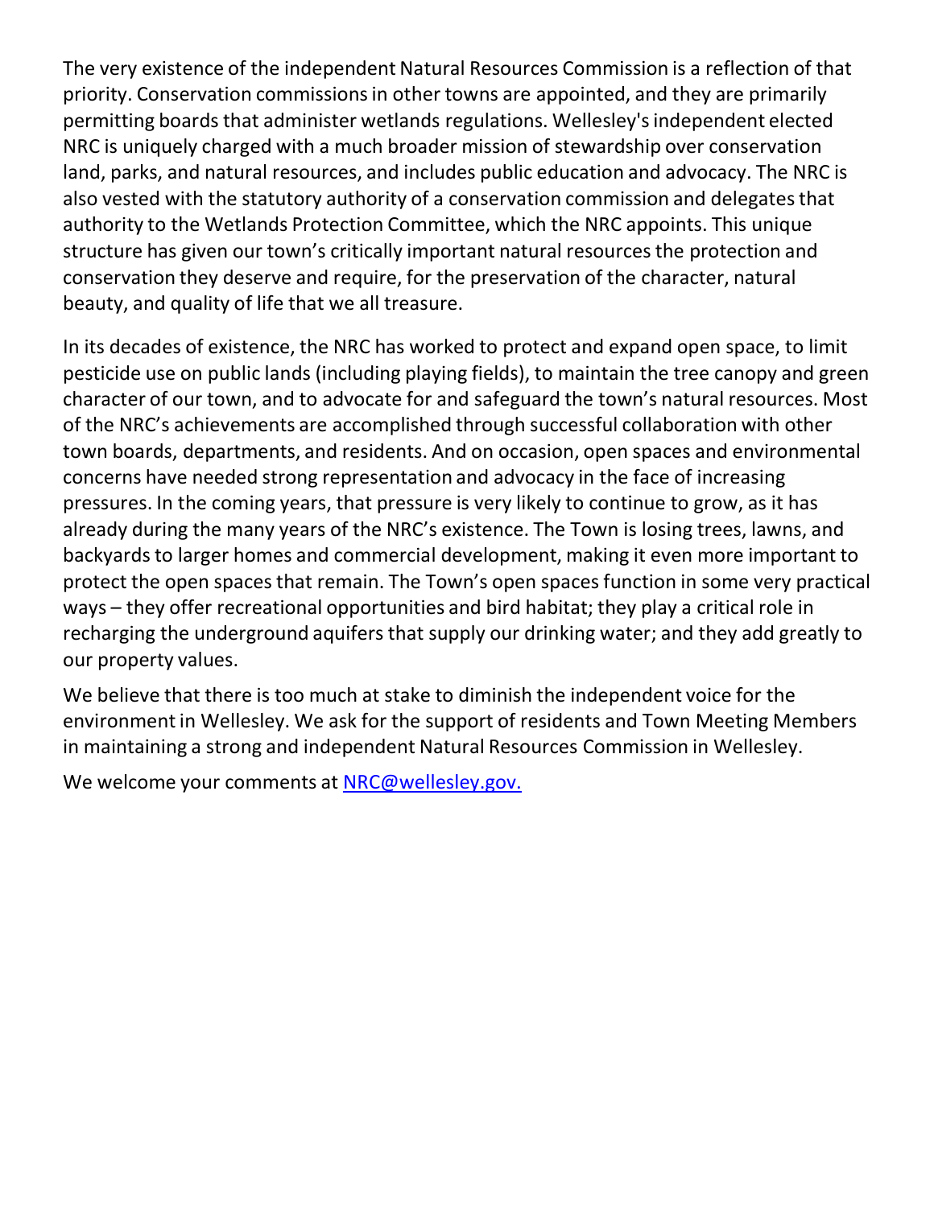The very existence of the independent Natural Resources Commission is a reflection of that priority. Conservation commissions in other towns are appointed, and they are primarily permitting boards that administer wetlands regulations. Wellesley's independent elected NRC is uniquely charged with a much broader mission of stewardship over conservation land, parks, and natural resources, and includes public education and advocacy. The NRC is also vested with the statutory authority of a conservation commission and delegates that authority to the Wetlands Protection Committee, which the NRC appoints. This unique structure has given our town's critically important natural resources the protection and conservation they deserve and require, for the preservation of the character, natural beauty, and quality of life that we all treasure.

In its decades of existence, the NRC has worked to protect and expand open space, to limit pesticide use on public lands (including playing fields), to maintain the tree canopy and green character of our town, and to advocate for and safeguard the town's natural resources. Most of the NRC's achievements are accomplished through successful collaboration with other town boards, departments, and residents. And on occasion, open spaces and environmental concerns have needed strong representation and advocacy in the face of increasing pressures. In the coming years, that pressure is very likely to continue to grow, as it has already during the many years of the NRC's existence. The Town is losing trees, lawns, and backyards to larger homes and commercial development, making it even more important to protect the open spaces that remain. The Town's open spaces function in some very practical ways – they offer recreational opportunities and bird habitat; they play a critical role in recharging the underground aquifers that supply our drinking water; and they add greatly to our property values.

We believe that there is too much at stake to diminish the independent voice for the environment in Wellesley. We ask for the support of residents and Town Meeting Members in maintaining a strong and independent Natural Resources Commission in Wellesley.

We welcome your comments at NRC@wellesley.gov.